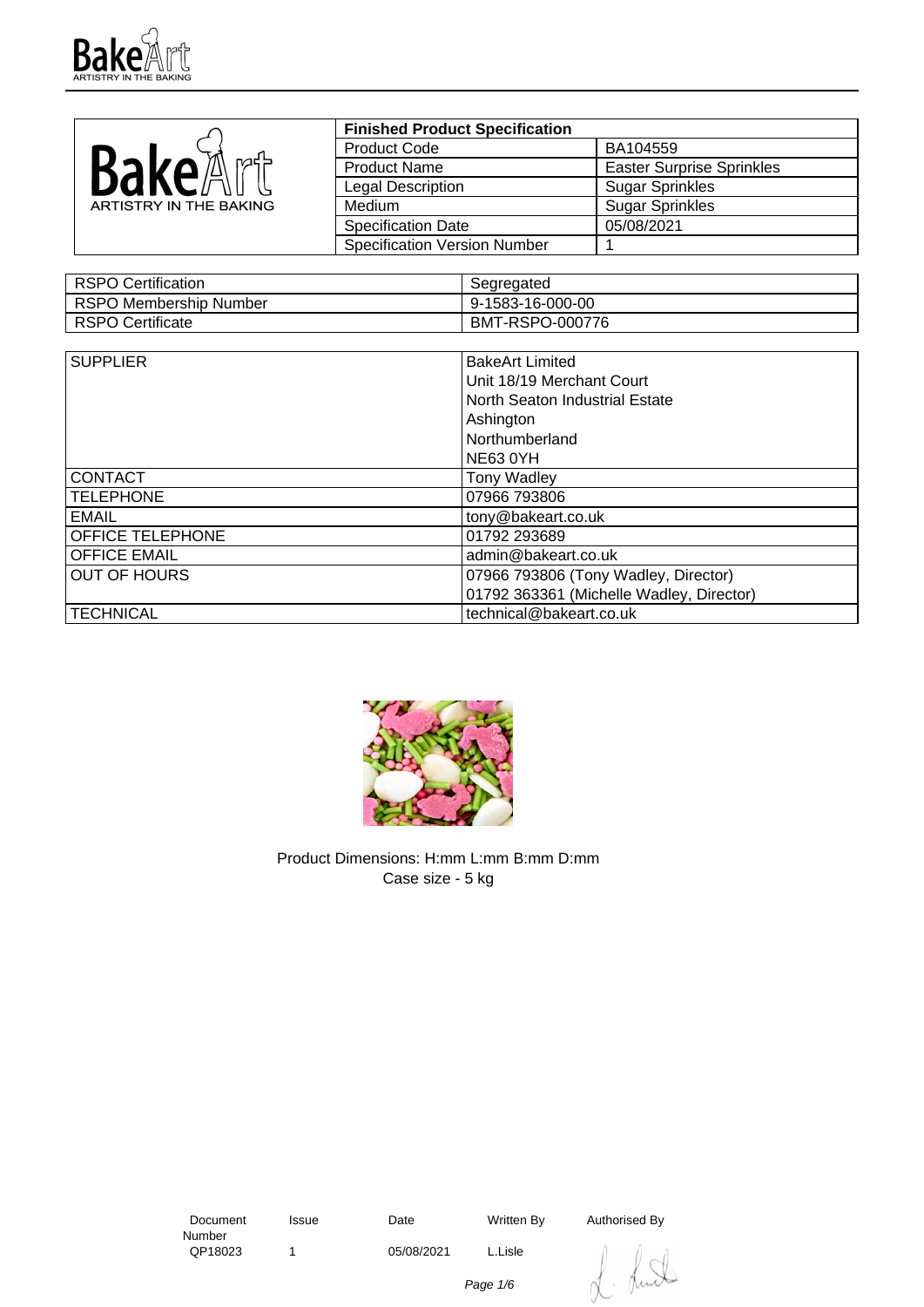| Finished Product Specification | |
|---|---|
| Product Code | BA104559 |
| Product Name | Easter Surprise Sprinkles |
| Legal Description | Sugar Sprinkles |
| Medium | Sugar Sprinkles |
| Specification Date | 05/08/2021 |
| Specification Version Number | 1 |

| | |
|---|---|
| RSPO Certification | Segregated |
| RSPO Membership Number | 9-1583-16-000-00 |
| RSPO Certificate | BMT-RSPO-000776 |

| | |
|---|---|
| SUPPLIER | BakeArt Limited<br>Unit 18/19 Merchant Court<br>North Seaton Industrial Estate<br>Ashington<br>Northumberland<br>NE63 0YH |
| CONTACT | Tony Wadley |
| TELEPHONE | 07966 793806 |
| EMAIL | tony@bakeart.co.uk |
| OFFICE TELEPHONE | 01792 293689 |
| OFFICE EMAIL | admin@bakeart.co.uk |
| OUT OF HOURS | 07966 793806 (Tony Wadley, Director)<br>01792 363361 (Michelle Wadley, Director) |
| TECHNICAL | technical@bakeart.co.uk |

Product Dimensions: H:mm L:mm B:mm D:mm
Case size - 5 kg

| Document Number | Issue | Date | Written By | Authorised By |
|---|---|---|---|---|
| QP18023 | 1 | 05/08/2021 | L.Lisle | |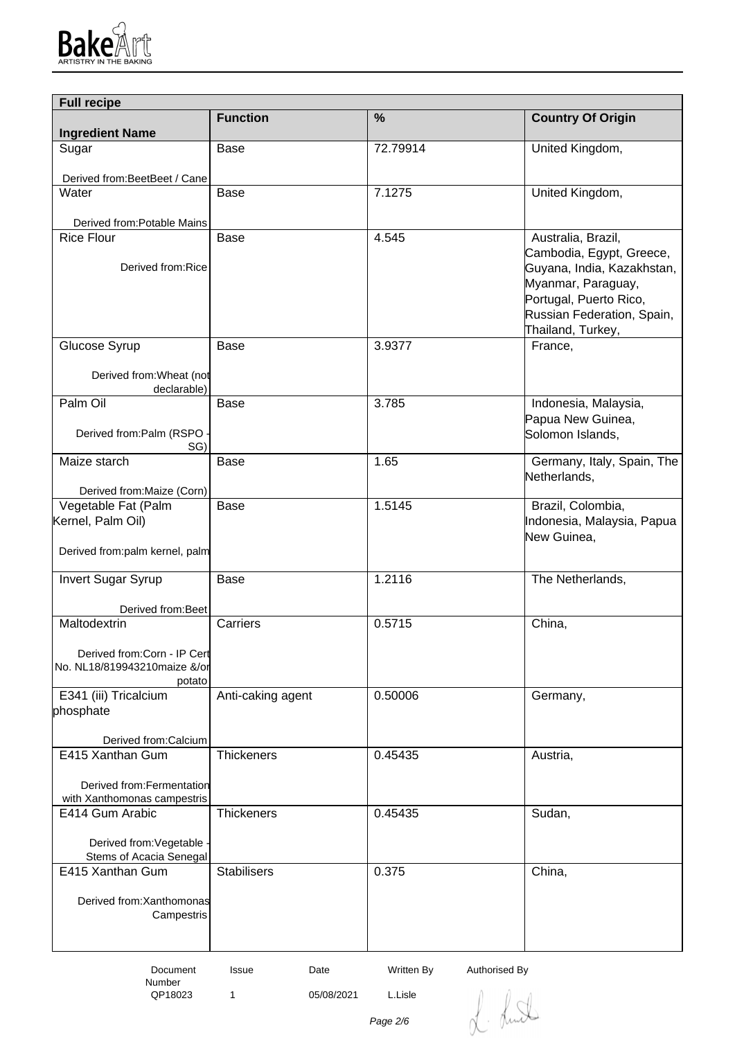**Full recipe**

| Ingredient Name | Function | % | Country Of Origin |
|---|---|---|---|
| Sugar<br>Derived from:BeetBeet / Cane | Base | 72.79914 | United Kingdom, |
| Water<br>Derived from:Potable Mains | Base | 7.1275 | United Kingdom, |
| Rice Flour<br>Derived from:Rice | Base | 4.545 | Australia, Brazil, Cambodia, Egypt, Greece, Guyana, India, Kazakhstan, Myanmar, Paraguay, Portugal, Puerto Rico, Russian Federation, Spain, Thailand, Turkey, |
| Glucose Syrup<br>Derived from:Wheat (not declarable) | Base | 3.9377 | France, |
| Palm Oil<br>Derived from:Palm (RSPO - SG) | Base | 3.785 | Indonesia, Malaysia, Papua New Guinea, Solomon Islands, |
| Maize starch<br>Derived from:Maize (Corn) | Base | 1.65 | Germany, Italy, Spain, The Netherlands, |
| Vegetable Fat (Palm Kernel, Palm Oil)<br>Derived from:palm kernel, palm | Base | 1.5145 | Brazil, Colombia, Indonesia, Malaysia, Papua New Guinea, |
| Invert Sugar Syrup<br>Derived from:Beet | Base | 1.2116 | The Netherlands, |
| Maltodextrin<br>Derived from:Corn - IP Cert No. NL18/819943210maize &/or potato | Carriers | 0.5715 | China, |
| E341 (iii) Tricalcium phosphate<br>Derived from:Calcium | Anti-caking agent | 0.50006 | Germany, |
| E415 Xanthan Gum<br>Derived from:Fermentation with Xanthomonas campestris | Thickeners | 0.45435 | Austria, |
| E414 Gum Arabic<br>Derived from:Vegetable - Stems of Acacia Senegal | Thickeners | 0.45435 | Sudan, |
| E415 Xanthan Gum<br>Derived from:Xanthomonas Campestris | Stabilisers | 0.375 | China, |

| Document Number | Issue | Date | Written By | Authorised By |
|---|---|---|---|---|
| QP18023 | 1 | 05/08/2021 | L.Lisle | |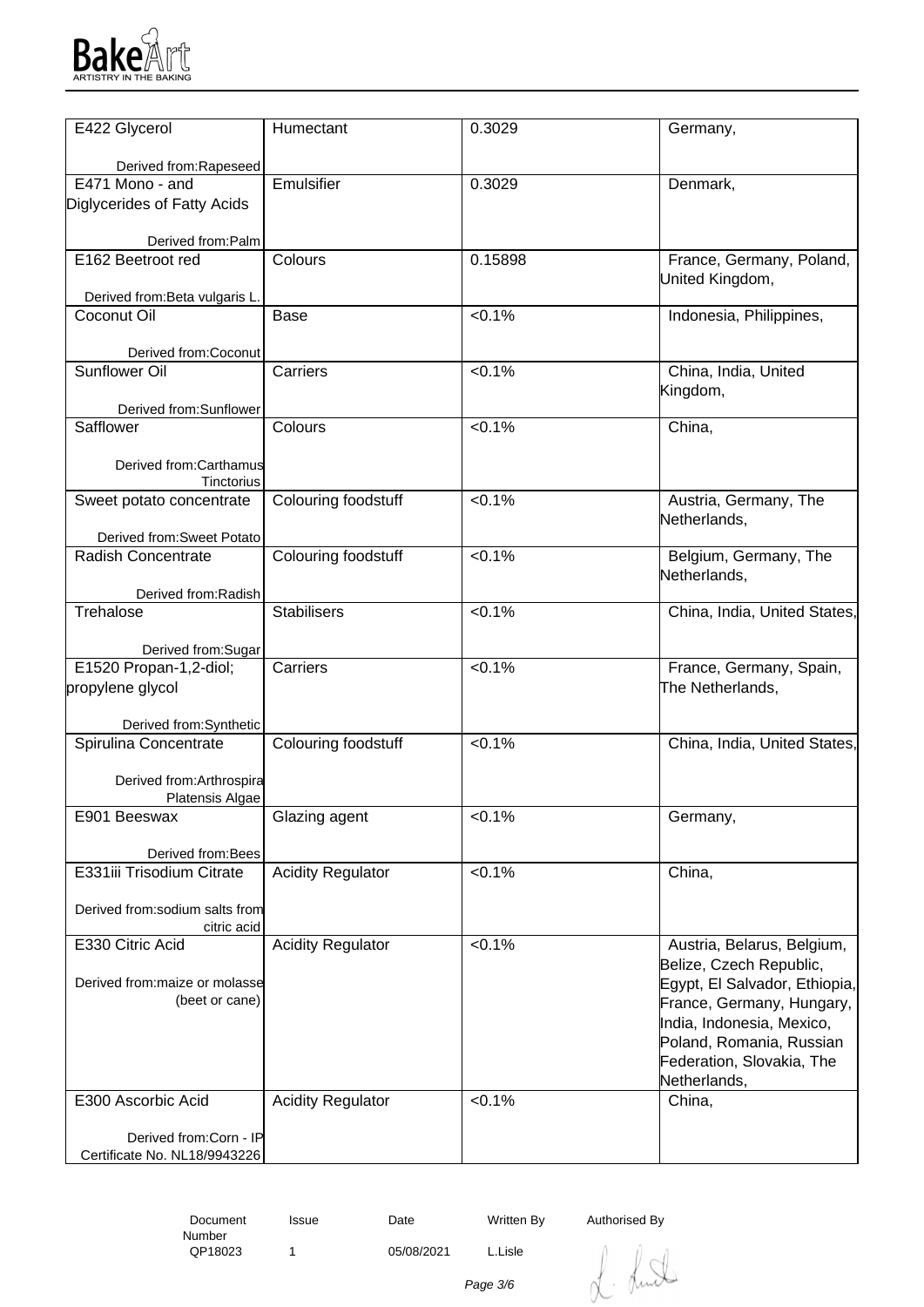| | | | |
|---|---|---|---|
| E422 Glycerol<br><br>Derived from:Rapeseed | Humectant | 0.3029 | Germany, |
| E471 Mono - and Diglycerides of Fatty Acids<br><br>Derived from:Palm | Emulsifier | 0.3029 | Denmark, |
| E162 Beetroot red<br><br>Derived from:Beta vulgaris L. | Colours | 0.15898 | France, Germany, Poland, United Kingdom, |
| Coconut Oil<br><br>Derived from:Coconut | Base | <0.1% | Indonesia, Philippines, |
| Sunflower Oil<br><br>Derived from:Sunflower | Carriers | <0.1% | China, India, United Kingdom, |
| Safflower<br><br>Derived from:Carthamus Tinctorius | Colours | <0.1% | China, |
| Sweet potato concentrate<br><br>Derived from:Sweet Potato | Colouring foodstuff | <0.1% | Austria, Germany, The Netherlands, |
| Radish Concentrate<br><br>Derived from:Radish | Colouring foodstuff | <0.1% | Belgium, Germany, The Netherlands, |
| Trehalose<br><br>Derived from:Sugar | Stabilisers | <0.1% | China, India, United States, |
| E1520 Propan-1,2-diol; propylene glycol<br><br>Derived from:Synthetic | Carriers | <0.1% | France, Germany, Spain, The Netherlands, |
| Spirulina Concentrate<br><br>Derived from:Arthrospira Platensis Algae | Colouring foodstuff | <0.1% | China, India, United States, |
| E901 Beeswax<br><br>Derived from:Bees | Glazing agent | <0.1% | Germany, |
| E331iii Trisodium Citrate<br><br>Derived from:sodium salts from citric acid | Acidity Regulator | <0.1% | China, |
| E330 Citric Acid<br><br>Derived from:maize or molasse (beet or cane) | Acidity Regulator | <0.1% | Austria, Belarus, Belgium, Belize, Czech Republic, Egypt, El Salvador, Ethiopia, France, Germany, Hungary, India, Indonesia, Mexico, Poland, Romania, Russian Federation, Slovakia, The Netherlands, |
| E300 Ascorbic Acid<br><br>Derived from:Corn - IP Certificate No. NL18/9943226 | Acidity Regulator | <0.1% | China, |

| Document Number | Issue | Date | Written By | Authorised By |
|---|---|---|---|---|
| QP18023 | 1 | 05/08/2021 | L.Lisle | |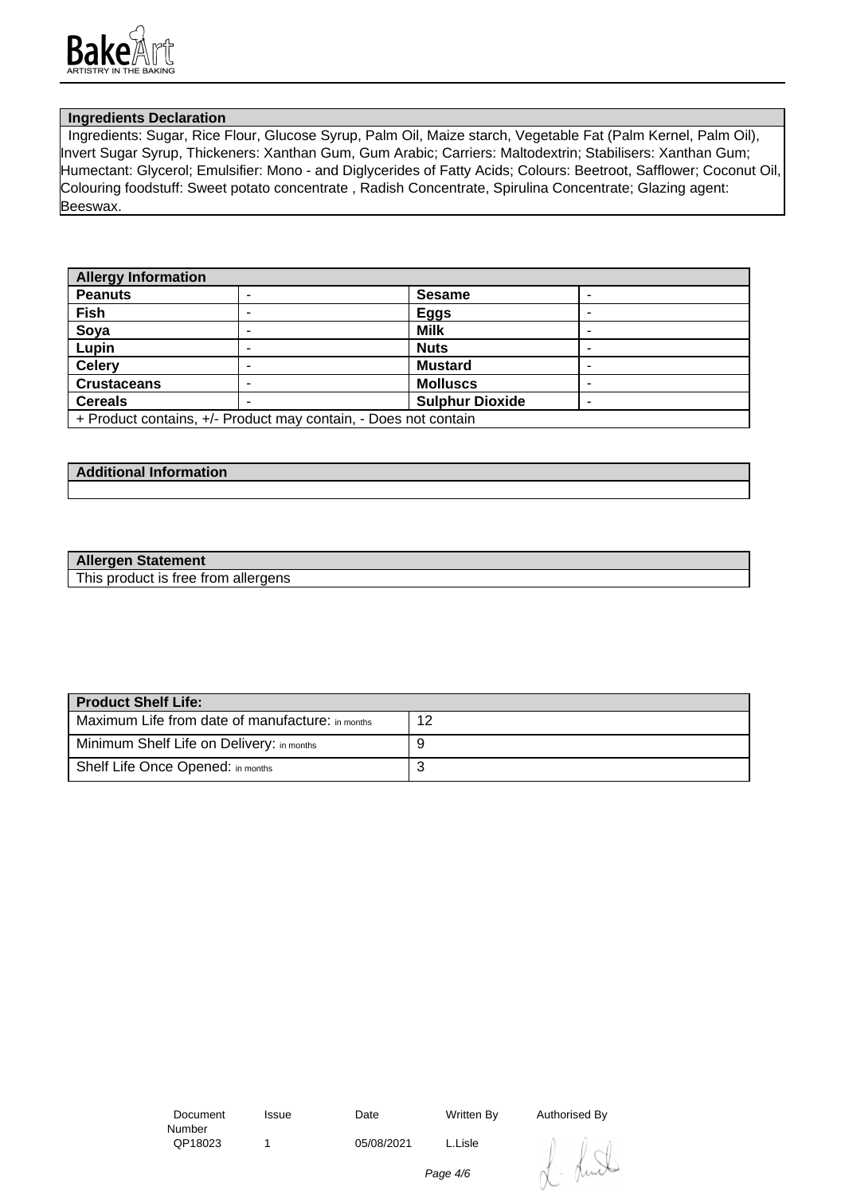BakeArt
ARTISTRY IN THE BAKING

| Ingredients Declaration |
|---|
| Ingredients: Sugar, Rice Flour, Glucose Syrup, Palm Oil, Maize starch, Vegetable Fat (Palm Kernel, Palm Oil), Invert Sugar Syrup, Thickeners: Xanthan Gum, Gum Arabic; Carriers: Maltodextrin; Stabilisers: Xanthan Gum; Humectant: Glycerol; Emulsifier: Mono - and Diglycerides of Fatty Acids; Colours: Beetroot, Safflower; Coconut Oil, Colouring foodstuff: Sweet potato concentrate , Radish Concentrate, Spirulina Concentrate; Glazing agent: Beeswax. |

| Allergy Information | | | |
|---|---|---|---|
| **Peanuts** | - | **Sesame** | - |
| **Fish** | - | **Eggs** | - |
| **Soya** | - | **Milk** | - |
| **Lupin** | - | **Nuts** | - |
| **Celery** | - | **Mustard** | - |
| **Crustaceans** | - | **Molluscs** | - |
| **Cereals** | - | **Sulphur Dioxide** | - |
| + Product contains, +/- Product may contain, - Does not contain | | | |

| Additional Information |
|---|
| |

| Allergen Statement |
|---|
| This product is free from allergens |

| Product Shelf Life: | |
|---|---|
| Maximum Life from date of manufacture: in months | 12 |
| Minimum Shelf Life on Delivery: in months | 9 |
| Shelf Life Once Opened: in months | 3 |

| Document Number | Issue | Date | Written By | Authorised By |
|---|---|---|---|---|
| QP18023 | 1 | 05/08/2021 | L.Lisle | |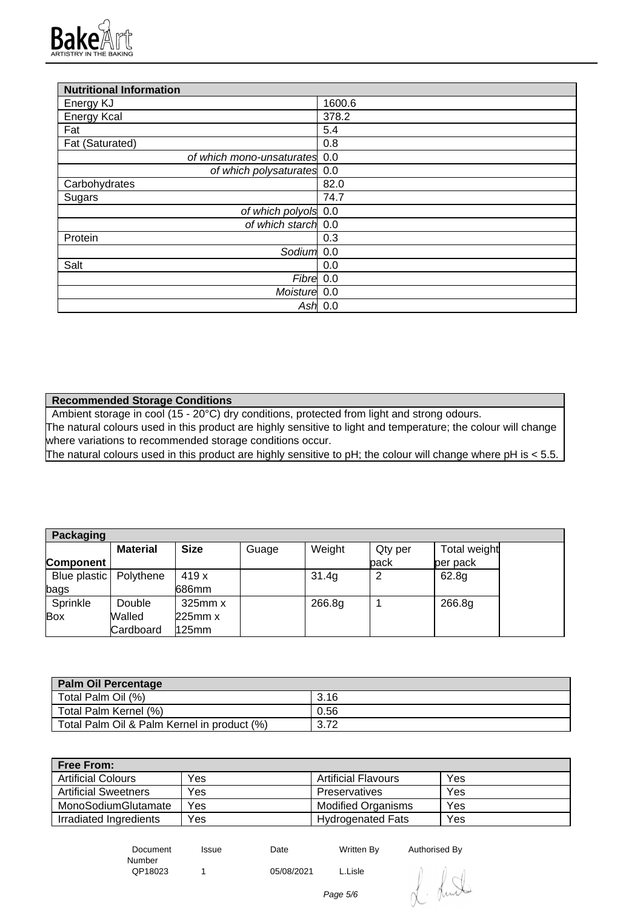BakeArt
ARTISTRY IN THE BAKING

| Nutritional Information | |
|---|---|
| Energy KJ | 1600.6 |
| Energy Kcal | 378.2 |
| Fat | 5.4 |
| Fat (Saturated) | 0.8 |
| *of which mono-unsaturates* | 0.0 |
| *of which polysaturates* | 0.0 |
| Carbohydrates | 82.0 |
| Sugars | 74.7 |
| *of which polyols* | 0.0 |
| *of which starch* | 0.0 |
| Protein | 0.3 |
| *Sodium* | 0.0 |
| Salt | 0.0 |
| *Fibre* | 0.0 |
| *Moisture* | 0.0 |
| *Ash* | 0.0 |

| Recommended Storage Conditions |
|---|
| Ambient storage in cool (15 - 20°C) dry conditions, protected from light and strong odours. The natural colours used in this product are highly sensitive to light and temperature; the colour will change where variations to recommended storage conditions occur. The natural colours used in this product are highly sensitive to pH; the colour will change where pH is < 5.5. |

| Packaging | | | | | | | |
|---|---|---|---|---|---|---|---|
| **Component** | **Material** | **Size** | Guage | Weight | Qty per pack | Total weight per pack | |
| Blue plastic bags | Polythene | 419 x 686mm | | 31.4g | 2 | 62.8g | |
| Sprinkle Box | Double Walled Cardboard | 325mm x 225mm x 125mm | | 266.8g | 1 | 266.8g | |

| Palm Oil Percentage | |
|---|---|
| Total Palm Oil (%) | 3.16 |
| Total Palm Kernel (%) | 0.56 |
| Total Palm Oil & Palm Kernel in product (%) | 3.72 |

| Free From: | | | |
|---|---|---|---|
| Artificial Colours | Yes | Artificial Flavours | Yes |
| Artificial Sweetners | Yes | Preservatives | Yes |
| MonoSodiumGlutamate | Yes | Modified Organisms | Yes |
| Irradiated Ingredients | Yes | Hydrogenated Fats | Yes |

| Document Number | Issue | Date | Written By | Authorised By |
|---|---|---|---|---|
| QP18023 | 1 | 05/08/2021 | L.Lisle | |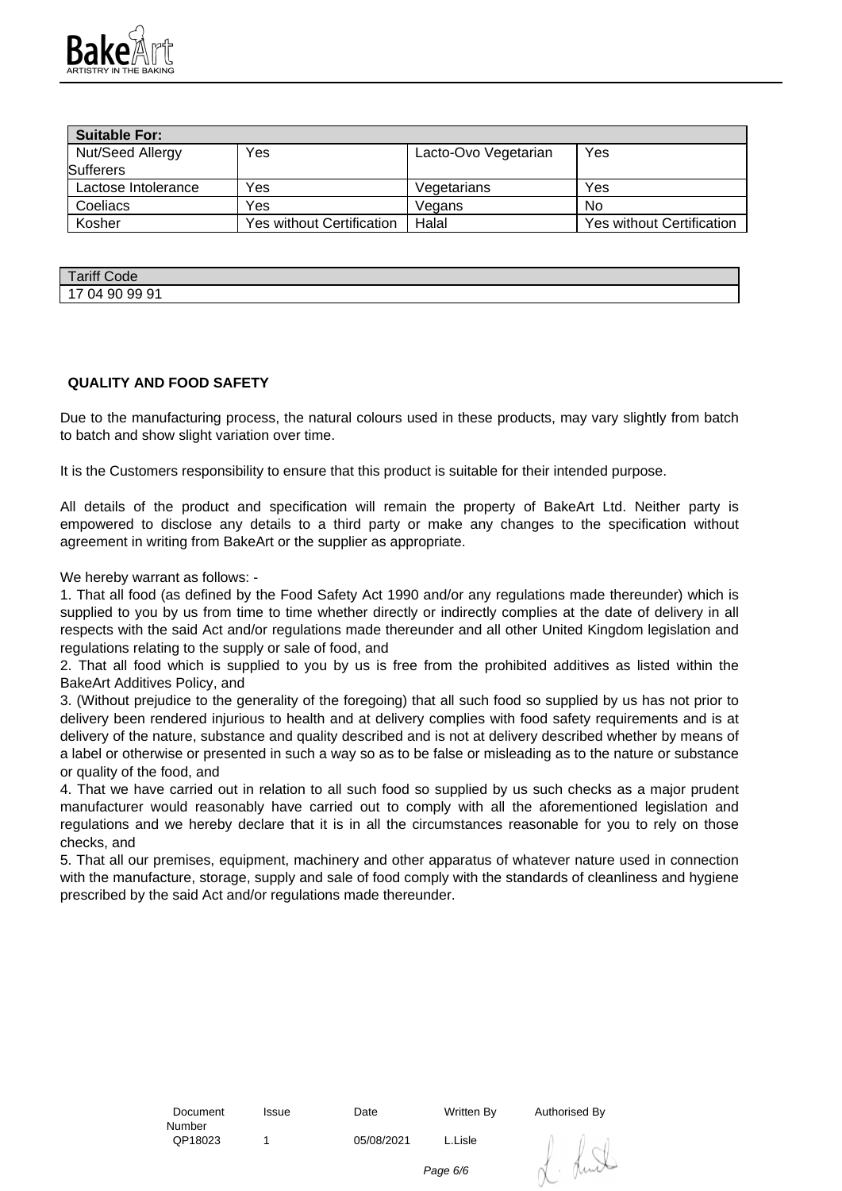| Suitable For: | | | |
|---|---|---|---|
| Nut/Seed Allergy Sufferers | Yes | Lacto-Ovo Vegetarian | Yes |
| Lactose Intolerance | Yes | Vegetarians | Yes |
| Coeliacs | Yes | Vegans | No |
| Kosher | Yes without Certification | Halal | Yes without Certification |

| Tariff Code |
|---|
| 17 04 90 99 91 |

**QUALITY AND FOOD SAFETY**

Due to the manufacturing process, the natural colours used in these products, may vary slightly from batch to batch and show slight variation over time.

It is the Customers responsibility to ensure that this product is suitable for their intended purpose.

All details of the product and specification will remain the property of BakeArt Ltd. Neither party is empowered to disclose any details to a third party or make any changes to the specification without agreement in writing from BakeArt or the supplier as appropriate.

We hereby warrant as follows: -

1. That all food (as defined by the Food Safety Act 1990 and/or any regulations made thereunder) which is supplied to you by us from time to time whether directly or indirectly complies at the date of delivery in all respects with the said Act and/or regulations made thereunder and all other United Kingdom legislation and regulations relating to the supply or sale of food, and
2. That all food which is supplied to you by us is free from the prohibited additives as listed within the BakeArt Additives Policy, and
3. (Without prejudice to the generality of the foregoing) that all such food so supplied by us has not prior to delivery been rendered injurious to health and at delivery complies with food safety requirements and is at delivery of the nature, substance and quality described and is not at delivery described whether by means of a label or otherwise or presented in such a way so as to be false or misleading as to the nature or substance or quality of the food, and
4. That we have carried out in relation to all such food so supplied by us such checks as a major prudent manufacturer would reasonably have carried out to comply with all the aforementioned legislation and regulations and we hereby declare that it is in all the circumstances reasonable for you to rely on those checks, and
5. That all our premises, equipment, machinery and other apparatus of whatever nature used in connection with the manufacture, storage, supply and sale of food comply with the standards of cleanliness and hygiene prescribed by the said Act and/or regulations made thereunder.

| Document Number | Issue | Date | Written By | Authorised By |
|---|---|---|---|---|
| QP18023 | 1 | 05/08/2021 | L.Lisle | |